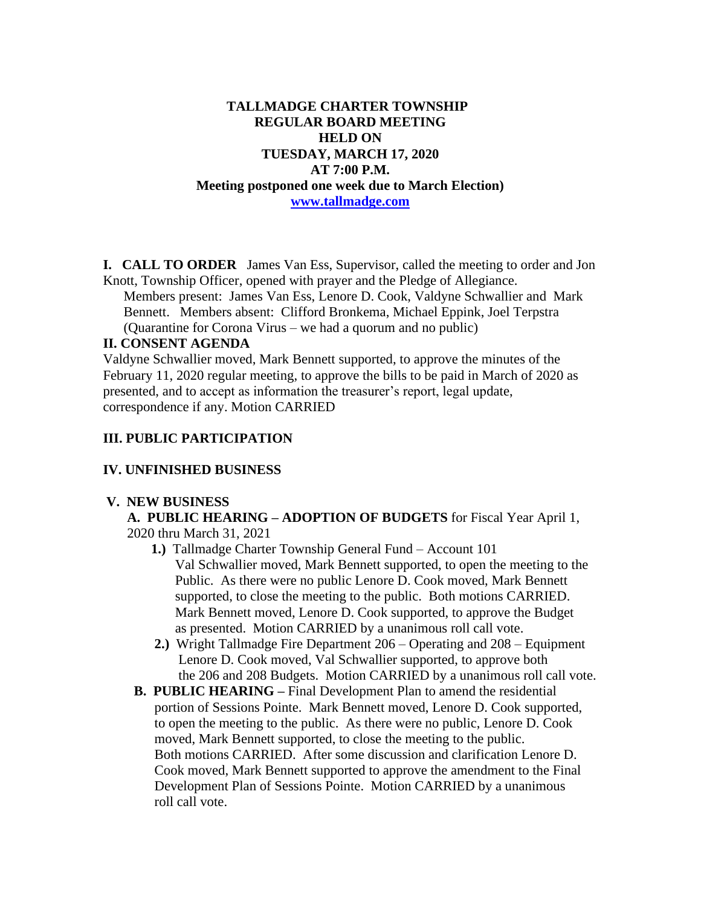# TALLMADGE CHARTER TOWNSHIP
## REGULAR BOARD MEETING
## HELD ON
## TUESDAY, MARCH 17, 2020
## AT 7:00 P.M.
**Meeting postponed one week due to March Election)**

**www.tallmadge.com**

**I. CALL TO ORDER** James Van Ess, Supervisor, called the meeting to order and Jon Knott, Township Officer, opened with prayer and the Pledge of Allegiance.

Members present: James Van Ess, Lenore D. Cook, Valdyne Schwallier and Mark Bennett. Members absent: Clifford Bronkema, Michael Eppink, Joel Terpstra (Quarantine for Corona Virus – we had a quorum and no public)

**II. CONSENT AGENDA**

Valdyne Schwallier moved, Mark Bennett supported, to approve the minutes of the February 11, 2020 regular meeting, to approve the bills to be paid in March of 2020 as presented, and to accept as information the treasurer's report, legal update, correspondence if any. Motion CARRIED

**III. PUBLIC PARTICIPATION**

**IV. UNFINISHED BUSINESS**

**V. NEW BUSINESS**

**A. PUBLIC HEARING – ADOPTION OF BUDGETS** for Fiscal Year April 1, 2020 thru March 31, 2021

**1.)** Tallmadge Charter Township General Fund – Account 101
Val Schwallier moved, Mark Bennett supported, to open the meeting to the Public. As there were no public Lenore D. Cook moved, Mark Bennett supported, to close the meeting to the public. Both motions CARRIED. Mark Bennett moved, Lenore D. Cook supported, to approve the Budget as presented. Motion CARRIED by a unanimous roll call vote.

**2.)** Wright Tallmadge Fire Department 206 – Operating and 208 – Equipment
Lenore D. Cook moved, Val Schwallier supported, to approve both the 206 and 208 Budgets. Motion CARRIED by a unanimous roll call vote.

**B. PUBLIC HEARING –** Final Development Plan to amend the residential portion of Sessions Pointe. Mark Bennett moved, Lenore D. Cook supported, to open the meeting to the public. As there were no public, Lenore D. Cook moved, Mark Bennett supported, to close the meeting to the public. Both motions CARRIED. After some discussion and clarification Lenore D. Cook moved, Mark Bennett supported to approve the amendment to the Final Development Plan of Sessions Pointe. Motion CARRIED by a unanimous roll call vote.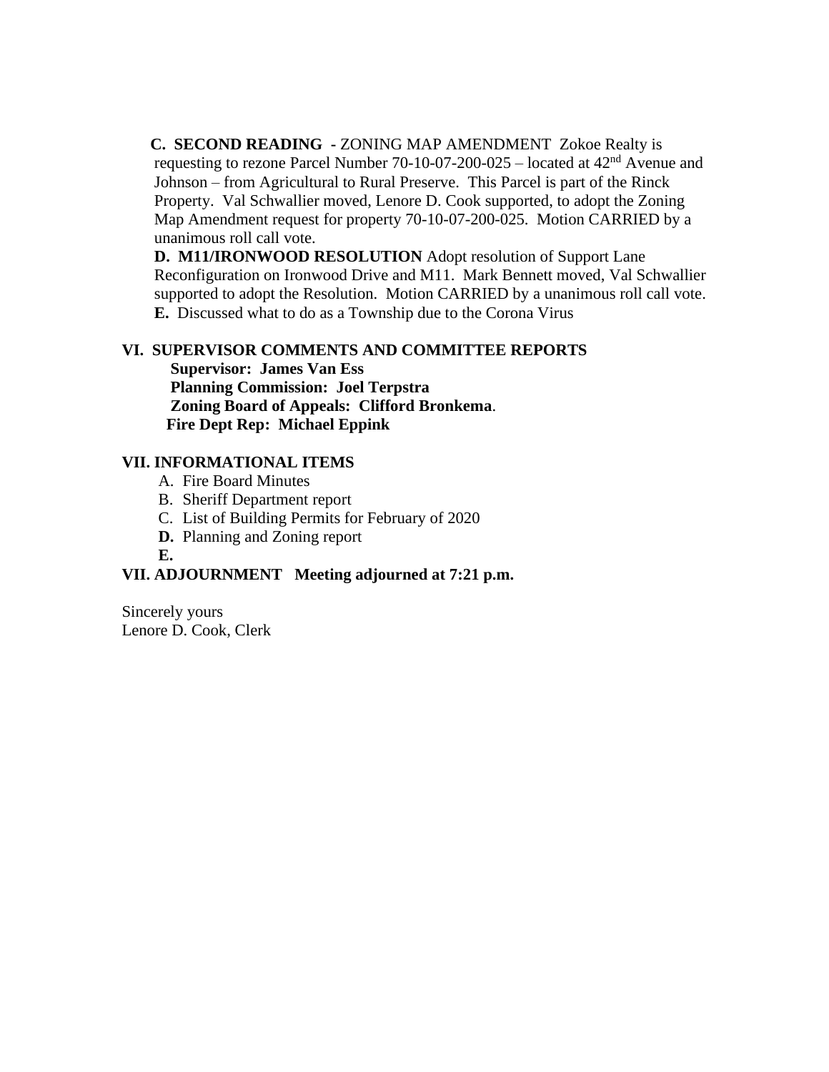**C. SECOND READING -** ZONING MAP AMENDMENT Zokoe Realty is requesting to rezone Parcel Number 70-10-07-200-025 – located at 42nd Avenue and Johnson – from Agricultural to Rural Preserve. This Parcel is part of the Rinck Property. Val Schwallier moved, Lenore D. Cook supported, to adopt the Zoning Map Amendment request for property 70-10-07-200-025. Motion CARRIED by a unanimous roll call vote.

**D. M11/IRONWOOD RESOLUTION** Adopt resolution of Support Lane Reconfiguration on Ironwood Drive and M11. Mark Bennett moved, Val Schwallier supported to adopt the Resolution. Motion CARRIED by a unanimous roll call vote.

**E.** Discussed what to do as a Township due to the Corona Virus

## VI. SUPERVISOR COMMENTS AND COMMITTEE REPORTS

**Supervisor: James Van Ess**
**Planning Commission: Joel Terpstra**
**Zoning Board of Appeals: Clifford Bronkema**.
**Fire Dept Rep: Michael Eppink**

## VII. INFORMATIONAL ITEMS

A. Fire Board Minutes
B. Sheriff Department report
C. List of Building Permits for February of 2020
**D.** Planning and Zoning report
**E.**

## VII. ADJOURNMENT Meeting adjourned at 7:21 p.m.

Sincerely yours
Lenore D. Cook, Clerk